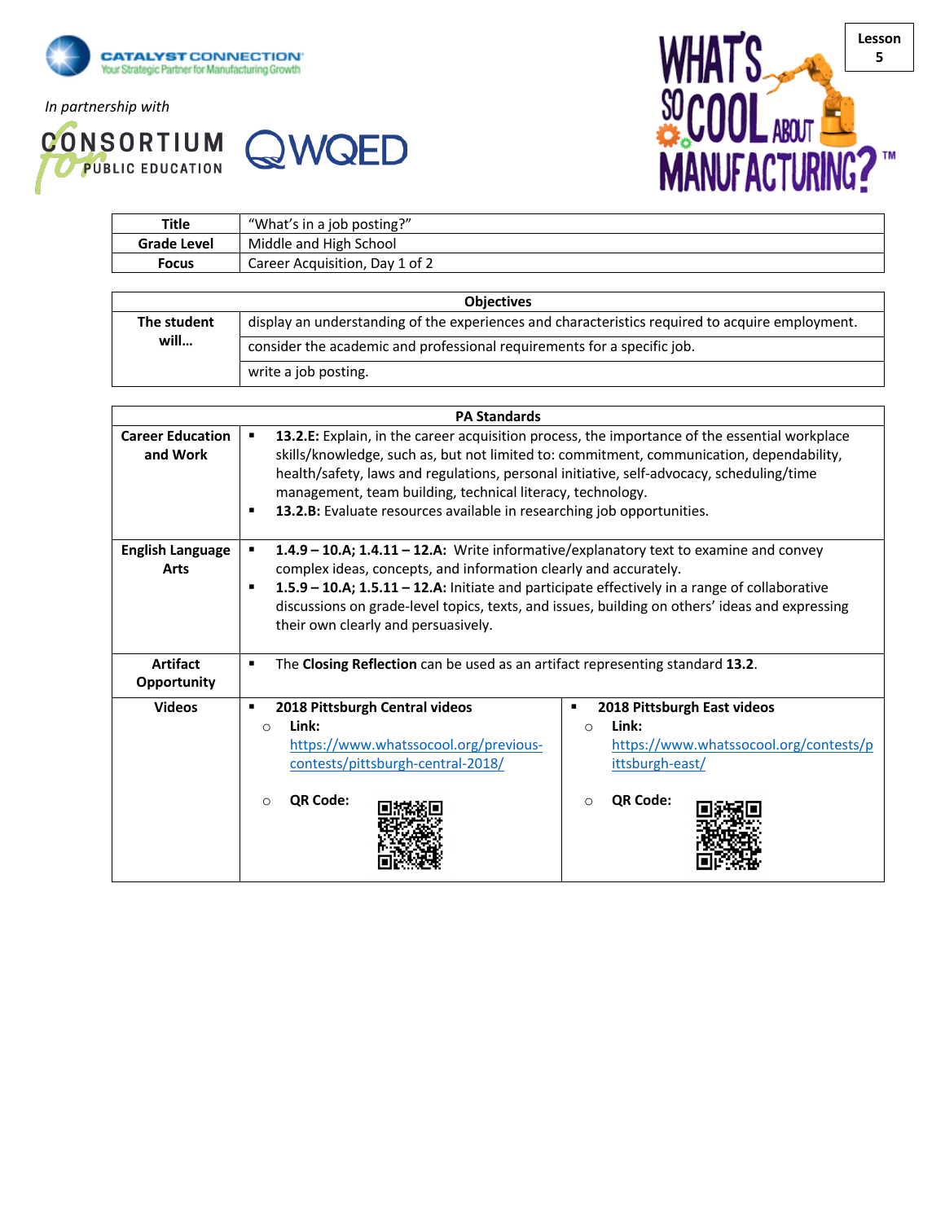Lesson 5

In partnership with

| Title | "What's in a job posting?" |
|---|---|
| Grade Level | Middle and High School |
| Focus | Career Acquisition, Day 1 of 2 |

| Objectives | |
|---|---|
| The student will… | display an understanding of the experiences and characteristics required to acquire employment. |
| | consider the academic and professional requirements for a specific job. |
| | write a job posting. |

| PA Standards | | |
|---|---|---|
| Career Education and Work | ▪ **13.2.E:** Explain, in the career acquisition process, the importance of the essential workplace skills/knowledge, such as, but not limited to: commitment, communication, dependability, health/safety, laws and regulations, personal initiative, self-advocacy, scheduling/time management, team building, technical literacy, technology.<br>▪ **13.2.B:** Evaluate resources available in researching job opportunities. | |
| English Language Arts | ▪ **1.4.9 – 10.A; 1.4.11 – 12.A:** Write informative/explanatory text to examine and convey complex ideas, concepts, and information clearly and accurately.<br>▪ **1.5.9 – 10.A; 1.5.11 – 12.A:** Initiate and participate effectively in a range of collaborative discussions on grade-level topics, texts, and issues, building on others' ideas and expressing their own clearly and persuasively. | |
| Artifact Opportunity | ▪ The **Closing Reflection** can be used as an artifact representing standard **13.2**. | |
| Videos | ▪ **2018 Pittsburgh Central videos**<br>○ **Link:** https://www.whatssocool.org/previous-contests/pittsburgh-central-2018/<br>○ **QR Code:** | ▪ **2018 Pittsburgh East videos**<br>○ **Link:** https://www.whatssocool.org/contests/pittsburgh-east/<br>○ **QR Code:** |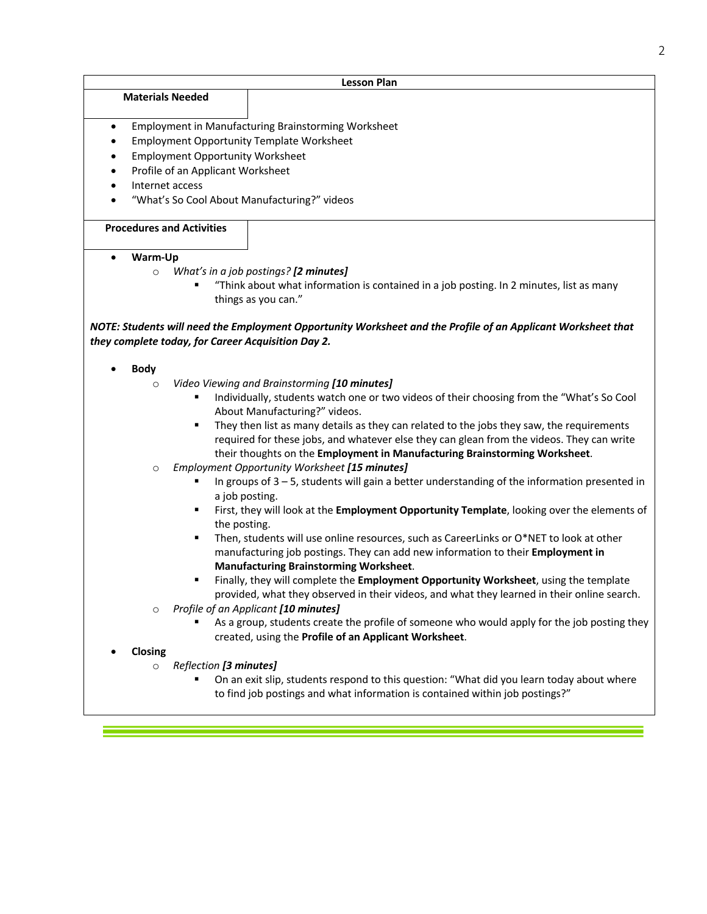## Lesson Plan

### Materials Needed

- Employment in Manufacturing Brainstorming Worksheet
- Employment Opportunity Template Worksheet
- Employment Opportunity Worksheet
- Profile of an Applicant Worksheet
- Internet access
- "What's So Cool About Manufacturing?" videos

### Procedures and Activities

- **Warm-Up**
  - *What's in a job postings?* ***[2 minutes]***
    - "Think about what information is contained in a job posting. In 2 minutes, list as many things as you can."

***NOTE: Students will need the Employment Opportunity Worksheet and the Profile of an Applicant Worksheet that they complete today, for Career Acquisition Day 2.***

- **Body**
  - *Video Viewing and Brainstorming* ***[10 minutes]***
    - Individually, students watch one or two videos of their choosing from the "What's So Cool About Manufacturing?" videos.
    - They then list as many details as they can related to the jobs they saw, the requirements required for these jobs, and whatever else they can glean from the videos. They can write their thoughts on the **Employment in Manufacturing Brainstorming Worksheet**.
  - *Employment Opportunity Worksheet* ***[15 minutes]***
    - In groups of 3 – 5, students will gain a better understanding of the information presented in a job posting.
    - First, they will look at the **Employment Opportunity Template**, looking over the elements of the posting.
    - Then, students will use online resources, such as CareerLinks or O*NET to look at other manufacturing job postings. They can add new information to their **Employment in Manufacturing Brainstorming Worksheet**.
    - Finally, they will complete the **Employment Opportunity Worksheet**, using the template provided, what they observed in their videos, and what they learned in their online search.
  - *Profile of an Applicant* ***[10 minutes]***
    - As a group, students create the profile of someone who would apply for the job posting they created, using the **Profile of an Applicant Worksheet**.
- **Closing**
  - *Reflection* ***[3 minutes]***
    - On an exit slip, students respond to this question: "What did you learn today about where to find job postings and what information is contained within job postings?"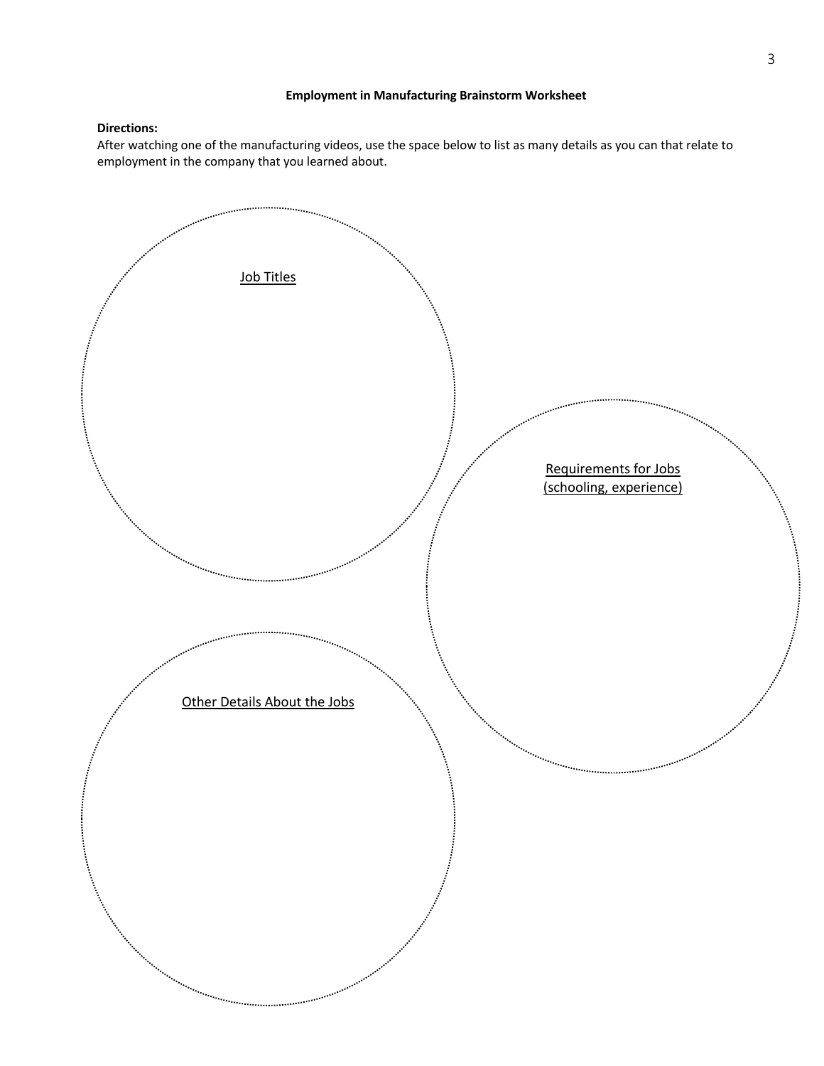**Employment in Manufacturing Brainstorm Worksheet**

**Directions:**
After watching one of the manufacturing videos, use the space below to list as many details as you can that relate to employment in the company that you learned about.

Job Titles

Requirements for Jobs (schooling, experience)

Other Details About the Jobs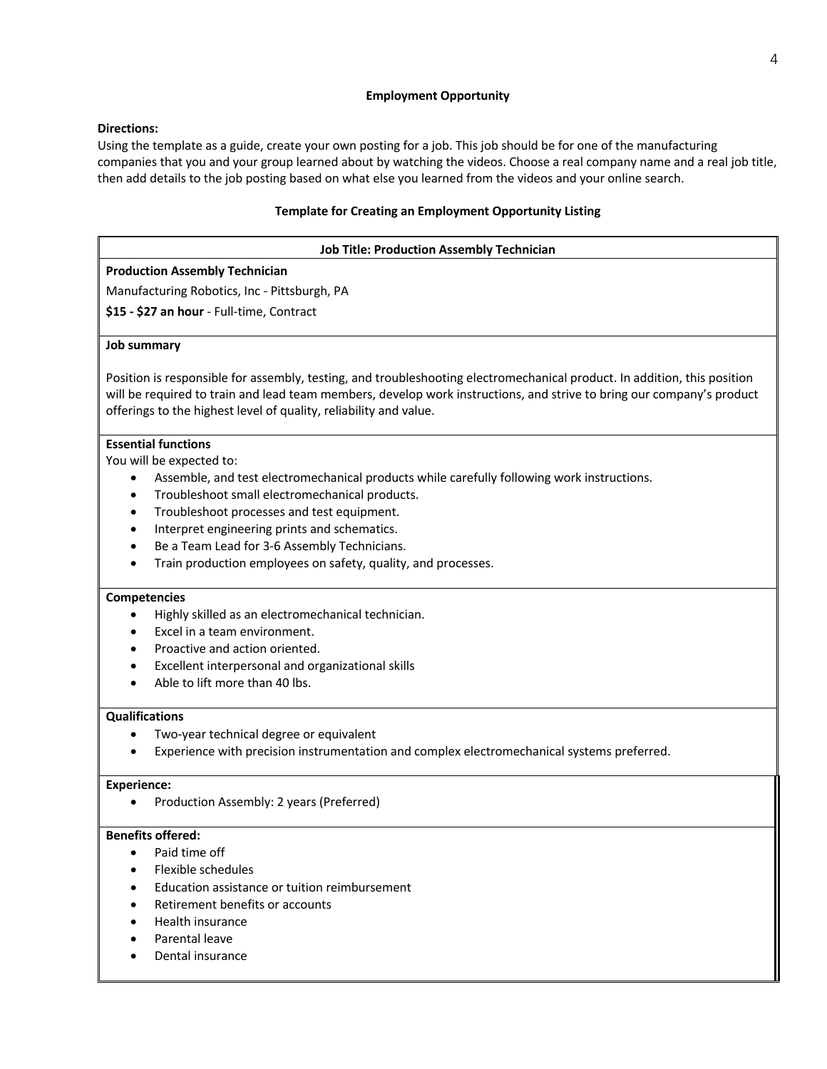## Employment Opportunity

**Directions:**
Using the template as a guide, create your own posting for a job. This job should be for one of the manufacturing companies that you and your group learned about by watching the videos. Choose a real company name and a real job title, then add details to the job posting based on what else you learned from the videos and your online search.

### Template for Creating an Employment Opportunity Listing

**Job Title: Production Assembly Technician**

**Production Assembly Technician**

Manufacturing Robotics, Inc - Pittsburgh, PA

**$15 - $27 an hour** - Full-time, Contract

**Job summary**

Position is responsible for assembly, testing, and troubleshooting electromechanical product. In addition, this position will be required to train and lead team members, develop work instructions, and strive to bring our company's product offerings to the highest level of quality, reliability and value.

**Essential functions**
You will be expected to:

- Assemble, and test electromechanical products while carefully following work instructions.
- Troubleshoot small electromechanical products.
- Troubleshoot processes and test equipment.
- Interpret engineering prints and schematics.
- Be a Team Lead for 3-6 Assembly Technicians.
- Train production employees on safety, quality, and processes.

**Competencies**

- Highly skilled as an electromechanical technician.
- Excel in a team environment.
- Proactive and action oriented.
- Excellent interpersonal and organizational skills
- Able to lift more than 40 lbs.

**Qualifications**

- Two-year technical degree or equivalent
- Experience with precision instrumentation and complex electromechanical systems preferred.

**Experience:**

- Production Assembly: 2 years (Preferred)

**Benefits offered:**

- Paid time off
- Flexible schedules
- Education assistance or tuition reimbursement
- Retirement benefits or accounts
- Health insurance
- Parental leave
- Dental insurance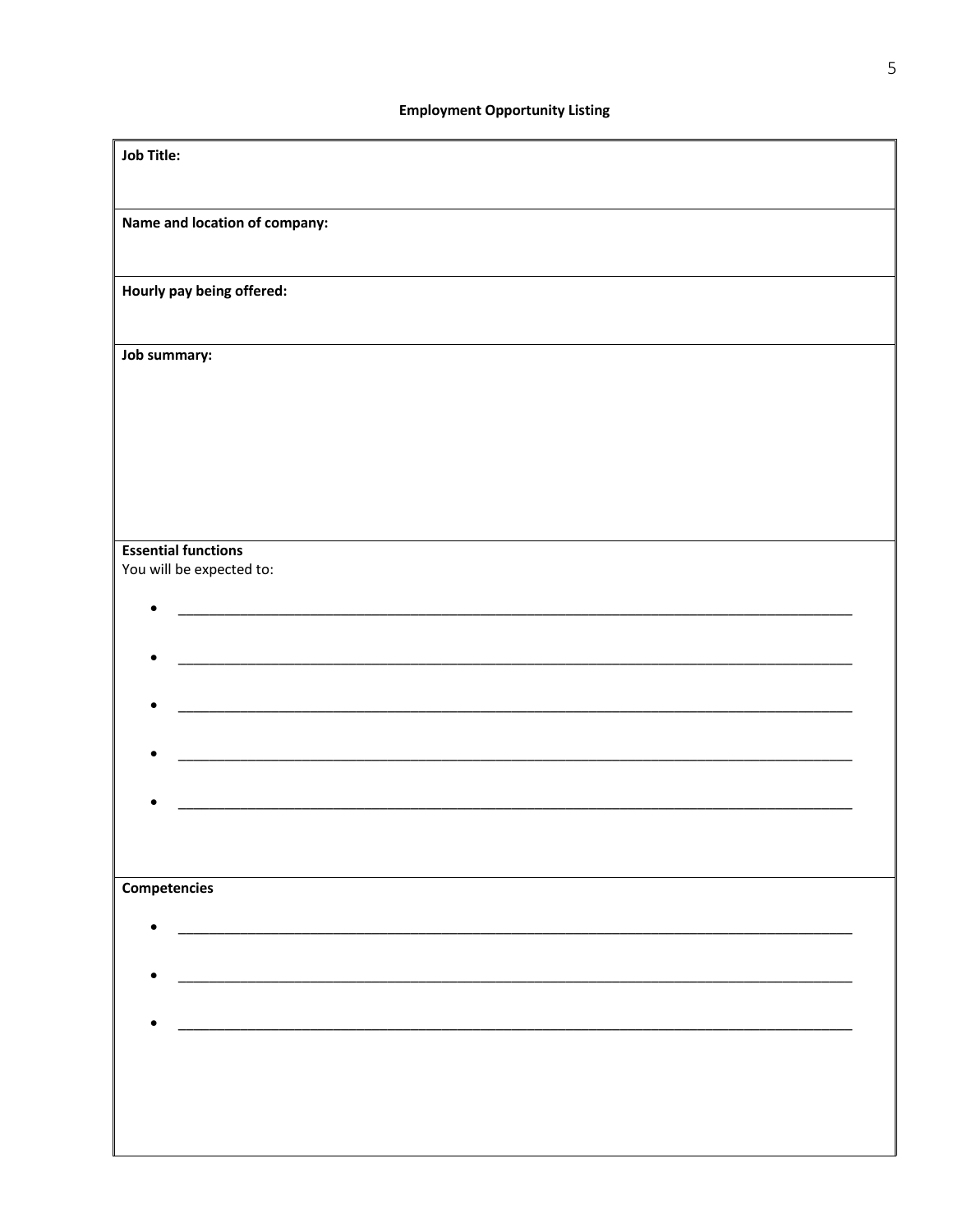**Employment Opportunity Listing**

**Job Title:**

**Name and location of company:**

**Hourly pay being offered:**

**Job summary:**

**Essential functions**

You will be expected to:

- ______________________________________________________________________________
- ______________________________________________________________________________
- ______________________________________________________________________________
- ______________________________________________________________________________
- ______________________________________________________________________________

**Competencies**

- ______________________________________________________________________________
- ______________________________________________________________________________
- ______________________________________________________________________________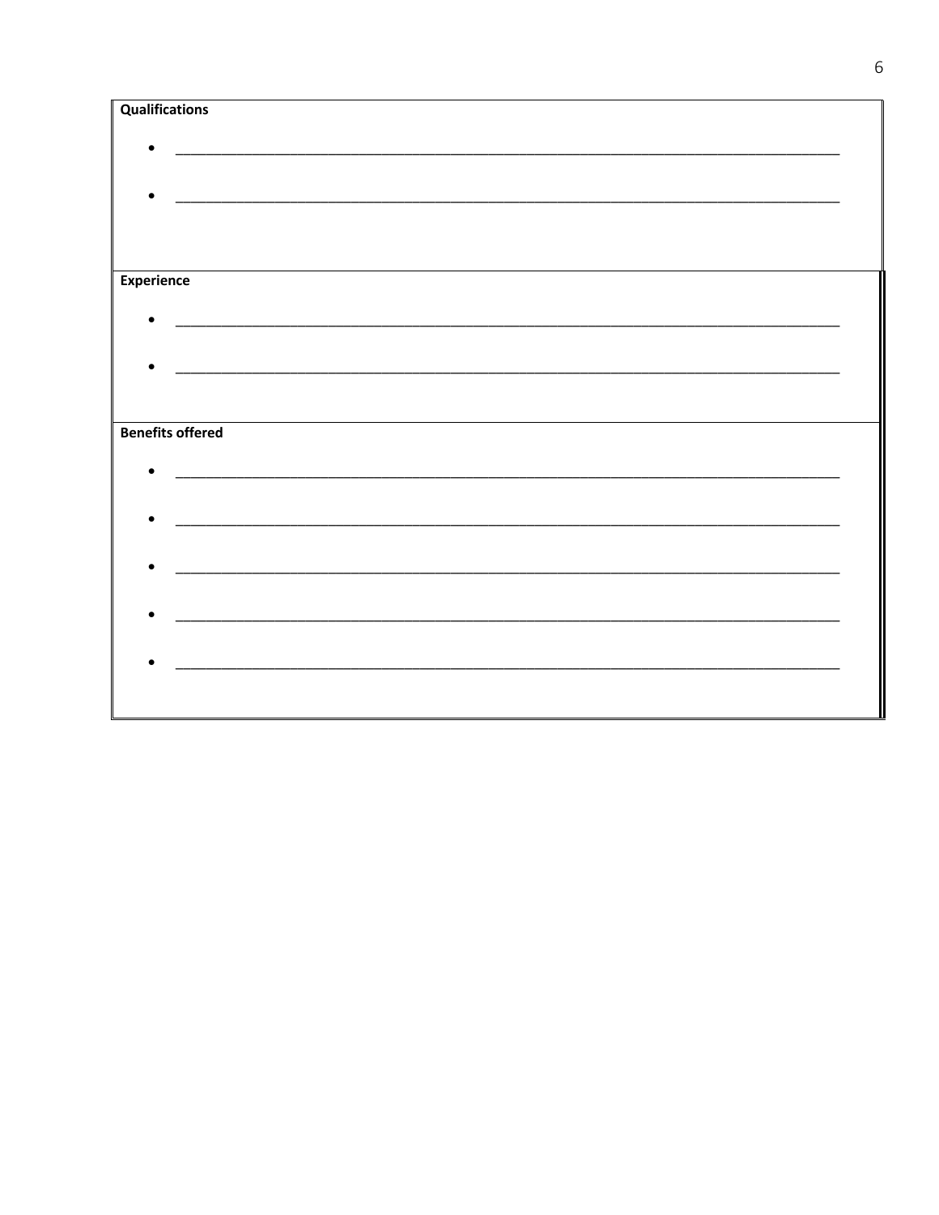**Qualifications**

- ______________________________________________________________________________
- ______________________________________________________________________________

**Experience**

- ______________________________________________________________________________
- ______________________________________________________________________________

**Benefits offered**

- ______________________________________________________________________________
- ______________________________________________________________________________
- ______________________________________________________________________________
- ______________________________________________________________________________
- ______________________________________________________________________________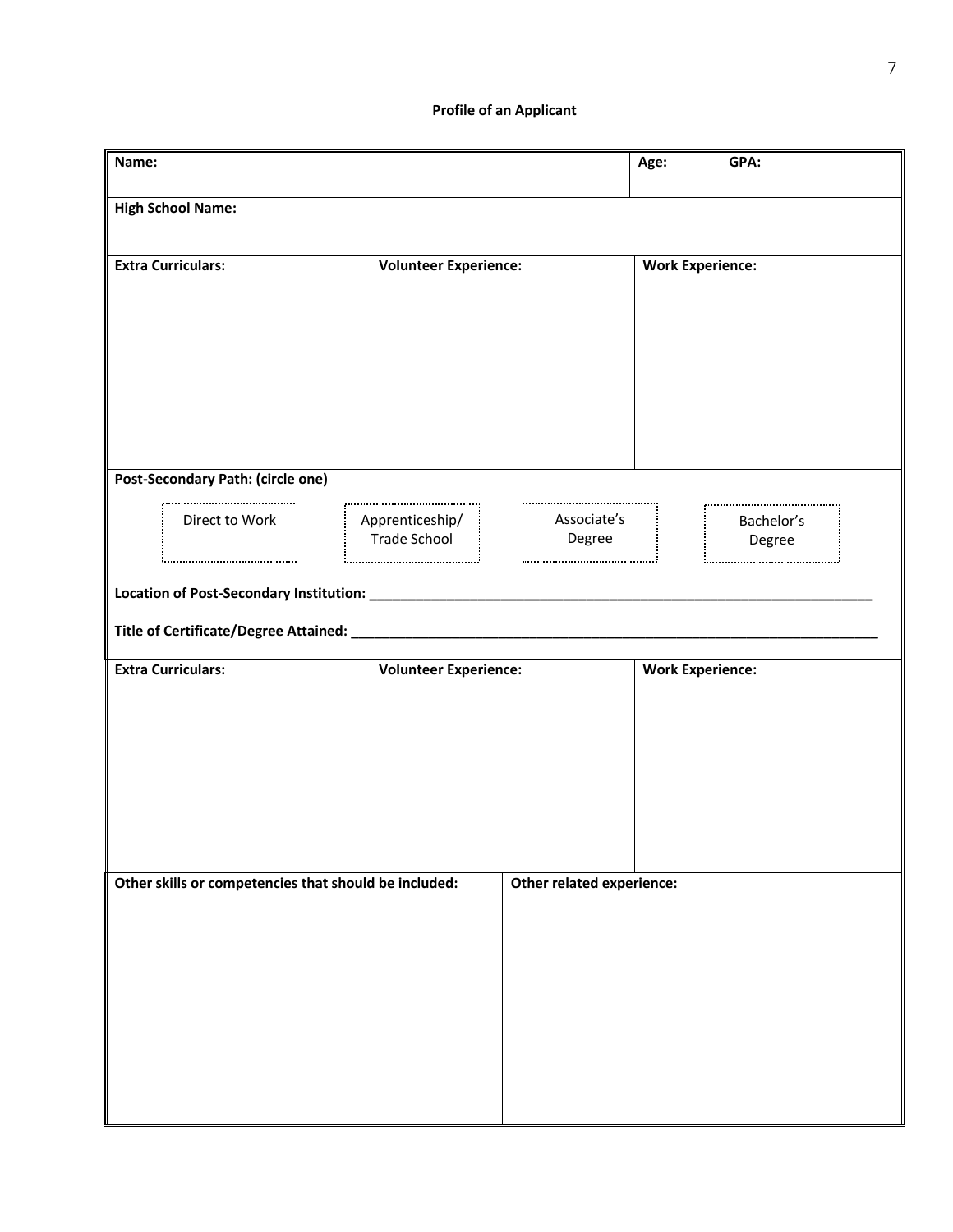**Profile of an Applicant**

| Name: | | | Age: | GPA: |
|---|---|---|---|---|
| **High School Name:** | | | | |
| **Extra Curriculars:** | **Volunteer Experience:** | | **Work Experience:** | |

**Post-Secondary Path: (circle one)**

Direct to Work | Apprenticeship/ Trade School | Associate's Degree | Bachelor's Degree

**Location of Post-Secondary Institution:** ______________________________________________

**Title of Certificate/Degree Attained:** ______________________________________________

| **Extra Curriculars:** | **Volunteer Experience:** | **Work Experience:** |
|---|---|---|
| | | |

| **Other skills or competencies that should be included:** | **Other related experience:** |
|---|---|
| | |